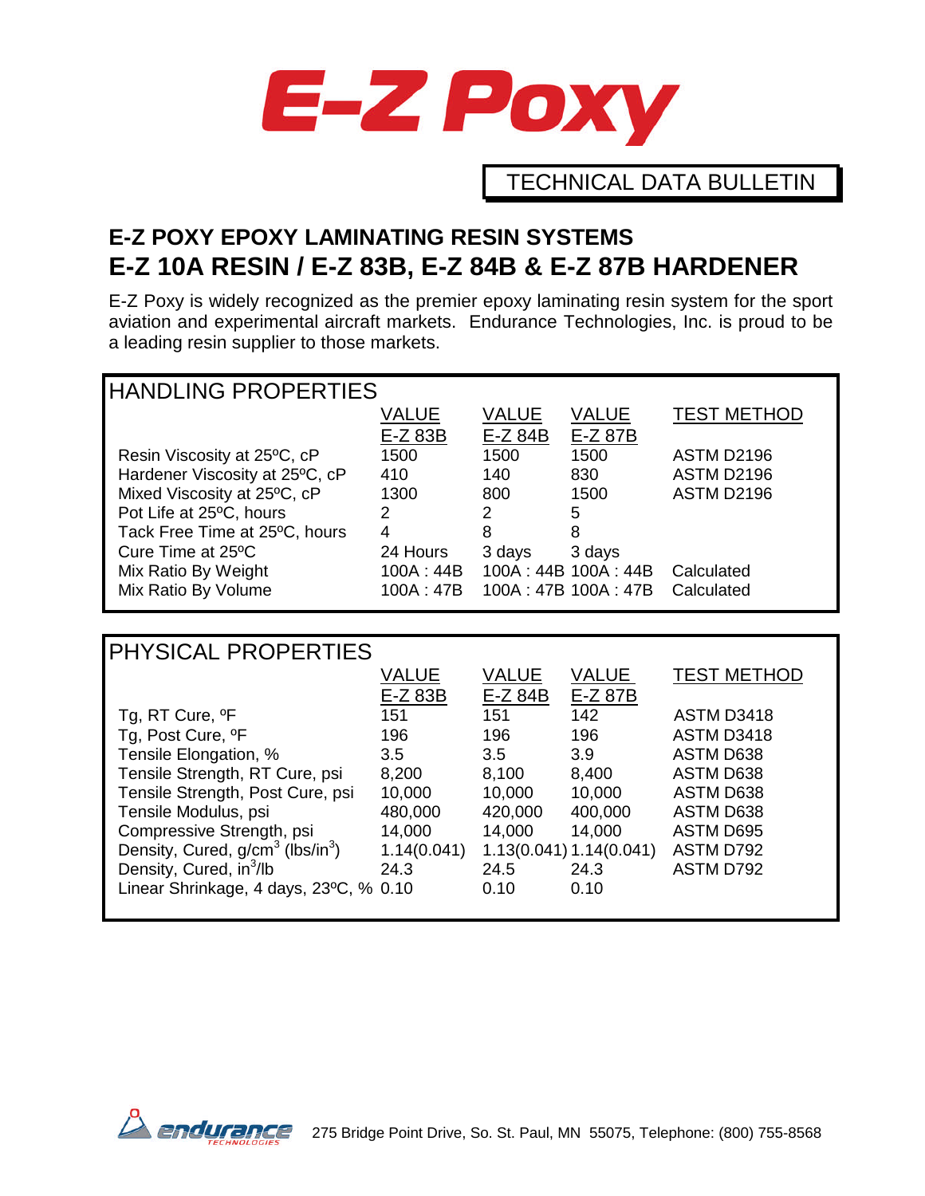# E-Z Poxy

TECHNICAL DATA BULLETIN

## E-Z POXY EPOXY LAMINATING RESIN SYSTEMS

## E-Z 10A RESIN / E-Z 83B, E-Z 84B & E-Z 87B HARDENER

E-Z Poxy is widely recognized as the premier epoxy laminating resin system for the sport aviation and experimental aircraft markets. Endurance Technologies, Inc. is proud to be a leading resin supplier to those markets.

### HANDLING PROPERTIES

| | VALUE E-Z 83B | VALUE E-Z 84B | VALUE E-Z 87B | TEST METHOD |
|---|---|---|---|---|
| Resin Viscosity at 25ºC, cP | 1500 | 1500 | 1500 | ASTM D2196 |
| Hardener Viscosity at 25ºC, cP | 410 | 140 | 830 | ASTM D2196 |
| Mixed Viscosity at 25ºC, cP | 1300 | 800 | 1500 | ASTM D2196 |
| Pot Life at 25ºC, hours | 2 | 2 | 5 | |
| Tack Free Time at 25ºC, hours | 4 | 8 | 8 | |
| Cure Time at 25ºC | 24 Hours | 3 days | 3 days | |
| Mix Ratio By Weight | 100A : 44B | 100A : 44B | 100A : 44B | Calculated |
| Mix Ratio By Volume | 100A : 47B | 100A : 47B | 100A : 47B | Calculated |

### PHYSICAL PROPERTIES

| | VALUE E-Z 83B | VALUE E-Z 84B | VALUE E-Z 87B | TEST METHOD |
|---|---|---|---|---|
| Tg, RT Cure, ºF | 151 | 151 | 142 | ASTM D3418 |
| Tg, Post Cure, ºF | 196 | 196 | 196 | ASTM D3418 |
| Tensile Elongation, % | 3.5 | 3.5 | 3.9 | ASTM D638 |
| Tensile Strength, RT Cure, psi | 8,200 | 8,100 | 8,400 | ASTM D638 |
| Tensile Strength, Post Cure, psi | 10,000 | 10,000 | 10,000 | ASTM D638 |
| Tensile Modulus, psi | 480,000 | 420,000 | 400,000 | ASTM D638 |
| Compressive Strength, psi | 14,000 | 14,000 | 14,000 | ASTM D695 |
| Density, Cured, g/cm$^3$ (lbs/in$^3$) | 1.14(0.041) | 1.13(0.041) | 1.14(0.041) | ASTM D792 |
| Density, Cured, in$^3$/lb | 24.3 | 24.5 | 24.3 | ASTM D792 |
| Linear Shrinkage, 4 days, 23ºC, % | 0.10 | 0.10 | 0.10 | |

endurance TECHNOLOGIES 275 Bridge Point Drive, So. St. Paul, MN 55075, Telephone: (800) 755-8568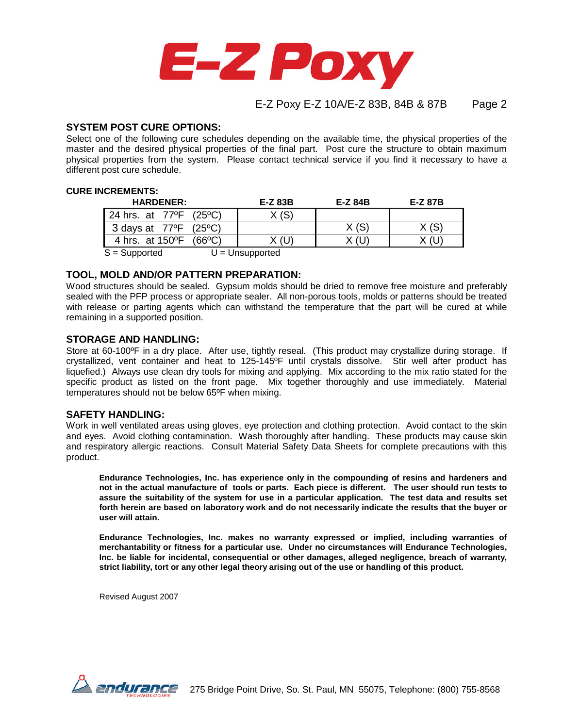## SYSTEM POST CURE OPTIONS:

Select one of the following cure schedules depending on the available time, the physical properties of the master and the desired physical properties of the final part. Post cure the structure to obtain maximum physical properties from the system. Please contact technical service if you find it necessary to have a different post cure schedule.

**CURE INCREMENTS:**

| HARDENER: | E-Z 83B | E-Z 84B | E-Z 87B |
|---|---|---|---|
| 24 hrs. at 77ºF (25ºC) | X (S) | | |
| 3 days at 77ºF (25ºC) | | X (S) | X (S) |
| 4 hrs. at 150ºF (66ºC) | X (U) | X (U) | X (U) |

S = Supported U = Unsupported

## TOOL, MOLD AND/OR PATTERN PREPARATION:

Wood structures should be sealed. Gypsum molds should be dried to remove free moisture and preferably sealed with the PFP process or appropriate sealer. All non-porous tools, molds or patterns should be treated with release or parting agents which can withstand the temperature that the part will be cured at while remaining in a supported position.

## STORAGE AND HANDLING:

Store at 60-100ºF in a dry place. After use, tightly reseal. (This product may crystallize during storage. If crystallized, vent container and heat to 125-145ºF until crystals dissolve. Stir well after product has liquefied.) Always use clean dry tools for mixing and applying. Mix according to the mix ratio stated for the specific product as listed on the front page. Mix together thoroughly and use immediately. Material temperatures should not be below 65ºF when mixing.

## SAFETY HANDLING:

Work in well ventilated areas using gloves, eye protection and clothing protection. Avoid contact to the skin and eyes. Avoid clothing contamination. Wash thoroughly after handling. These products may cause skin and respiratory allergic reactions. Consult Material Safety Data Sheets for complete precautions with this product.

**Endurance Technologies, Inc. has experience only in the compounding of resins and hardeners and not in the actual manufacture of tools or parts. Each piece is different. The user should run tests to assure the suitability of the system for use in a particular application. The test data and results set forth herein are based on laboratory work and do not necessarily indicate the results that the buyer or user will attain.**

**Endurance Technologies, Inc. makes no warranty expressed or implied, including warranties of merchantability or fitness for a particular use. Under no circumstances will Endurance Technologies, Inc. be liable for incidental, consequential or other damages, alleged negligence, breach of warranty, strict liability, tort or any other legal theory arising out of the use or handling of this product.**

Revised August 2007

275 Bridge Point Drive, So. St. Paul, MN 55075, Telephone: (800) 755-8568